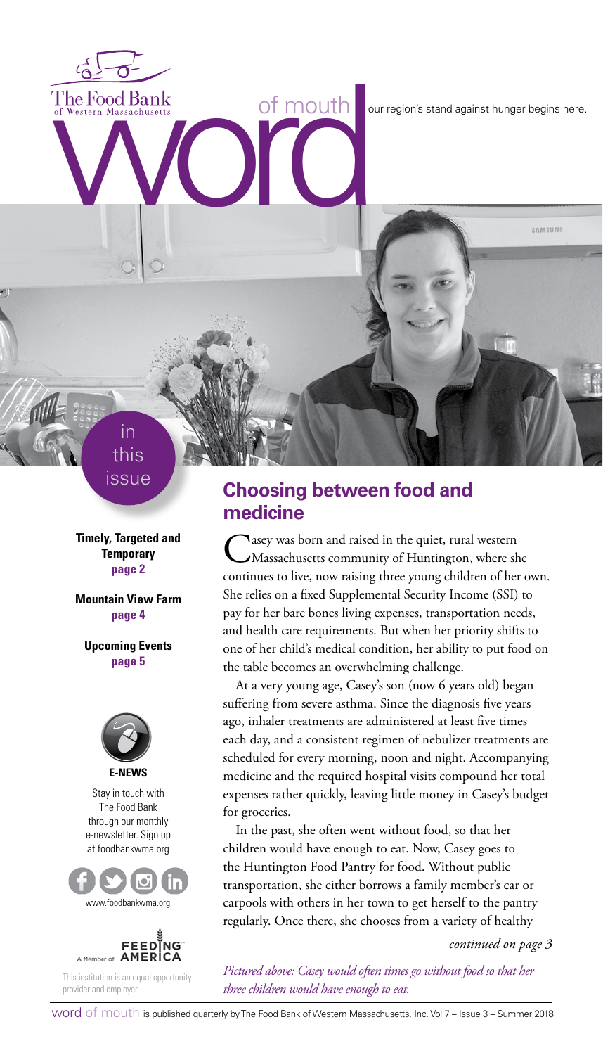The Food Bank of Western Massachusetts

# word of mouth

our region's stand against hunger begins here.

**in this issue**

**Timely, Targeted and Temporary**
**page 2**

**Mountain View Farm**
**page 4**

**Upcoming Events**
**page 5**

**E-NEWS**

Stay in touch with The Food Bank through our monthly e-newsletter. Sign up at foodbankwma.org

www.foodbankwma.org

A Member of FEEDING AMERICA

This institution is an equal opportunity provider and employer.

## Choosing between food and medicine

Casey was born and raised in the quiet, rural western Massachusetts community of Huntington, where she continues to live, now raising three young children of her own. She relies on a fixed Supplemental Security Income (SSI) to pay for her bare bones living expenses, transportation needs, and health care requirements. But when her priority shifts to one of her child's medical condition, her ability to put food on the table becomes an overwhelming challenge.

At a very young age, Casey's son (now 6 years old) began suffering from severe asthma. Since the diagnosis five years ago, inhaler treatments are administered at least five times each day, and a consistent regimen of nebulizer treatments are scheduled for every morning, noon and night. Accompanying medicine and the required hospital visits compound her total expenses rather quickly, leaving little money in Casey's budget for groceries.

In the past, she often went without food, so that her children would have enough to eat. Now, Casey goes to the Huntington Food Pantry for food. Without public transportation, she either borrows a family member's car or carpools with others in her town to get herself to the pantry regularly. Once there, she chooses from a variety of healthy

*continued on page 3*

*Pictured above: Casey would often times go without food so that her three children would have enough to eat.*

word of mouth is published quarterly by The Food Bank of Western Massachusetts, Inc. Vol 7 – Issue 3 – Summer 2018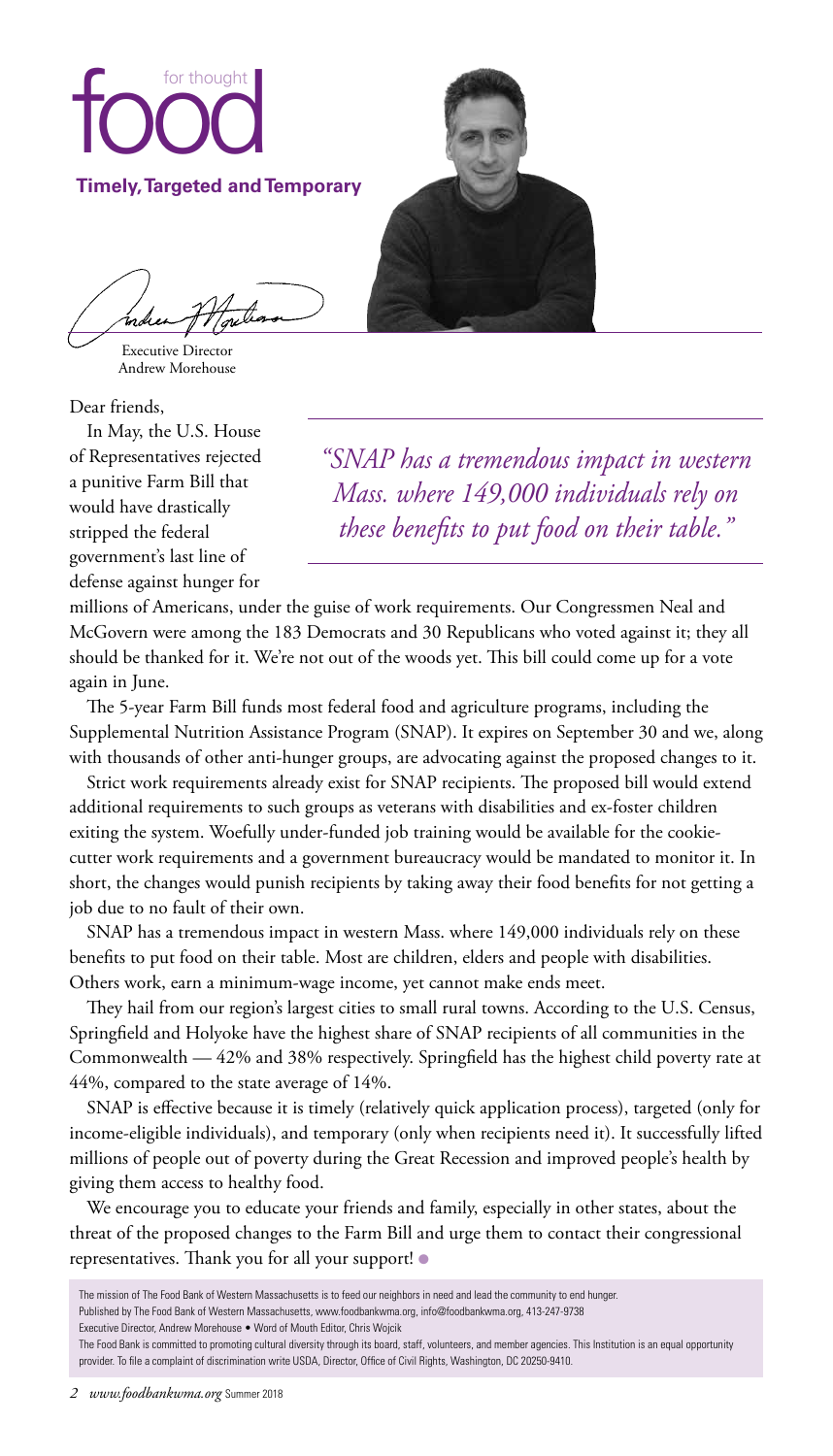# food for thought

## Timely, Targeted and Temporary

Executive Director
Andrew Morehouse

Dear friends,

In May, the U.S. House of Representatives rejected a punitive Farm Bill that would have drastically stripped the federal government's last line of defense against hunger for millions of Americans, under the guise of work requirements. Our Congressmen Neal and McGovern were among the 183 Democrats and 30 Republicans who voted against it; they all should be thanked for it. We're not out of the woods yet. This bill could come up for a vote again in June.

> *"SNAP has a tremendous impact in western Mass. where 149,000 individuals rely on these benefits to put food on their table."*

The 5-year Farm Bill funds most federal food and agriculture programs, including the Supplemental Nutrition Assistance Program (SNAP). It expires on September 30 and we, along with thousands of other anti-hunger groups, are advocating against the proposed changes to it.

Strict work requirements already exist for SNAP recipients. The proposed bill would extend additional requirements to such groups as veterans with disabilities and ex-foster children exiting the system. Woefully under-funded job training would be available for the cookie-cutter work requirements and a government bureaucracy would be mandated to monitor it. In short, the changes would punish recipients by taking away their food benefits for not getting a job due to no fault of their own.

SNAP has a tremendous impact in western Mass. where 149,000 individuals rely on these benefits to put food on their table. Most are children, elders and people with disabilities. Others work, earn a minimum-wage income, yet cannot make ends meet.

They hail from our region's largest cities to small rural towns. According to the U.S. Census, Springfield and Holyoke have the highest share of SNAP recipients of all communities in the Commonwealth — 42% and 38% respectively. Springfield has the highest child poverty rate at 44%, compared to the state average of 14%.

SNAP is effective because it is timely (relatively quick application process), targeted (only for income-eligible individuals), and temporary (only when recipients need it). It successfully lifted millions of people out of poverty during the Great Recession and improved people's health by giving them access to healthy food.

We encourage you to educate your friends and family, especially in other states, about the threat of the proposed changes to the Farm Bill and urge them to contact their congressional representatives. Thank you for all your support!

---

The mission of The Food Bank of Western Massachusetts is to feed our neighbors in need and lead the community to end hunger.
Published by The Food Bank of Western Massachusetts, www.foodbankwma.org, info@foodbankwma.org, 413-247-9738
Executive Director, Andrew Morehouse • Word of Mouth Editor, Chris Wojcik
The Food Bank is committed to promoting cultural diversity through its board, staff, volunteers, and member agencies. This Institution is an equal opportunity provider. To file a complaint of discrimination write USDA, Director, Office of Civil Rights, Washington, DC 20250-9410.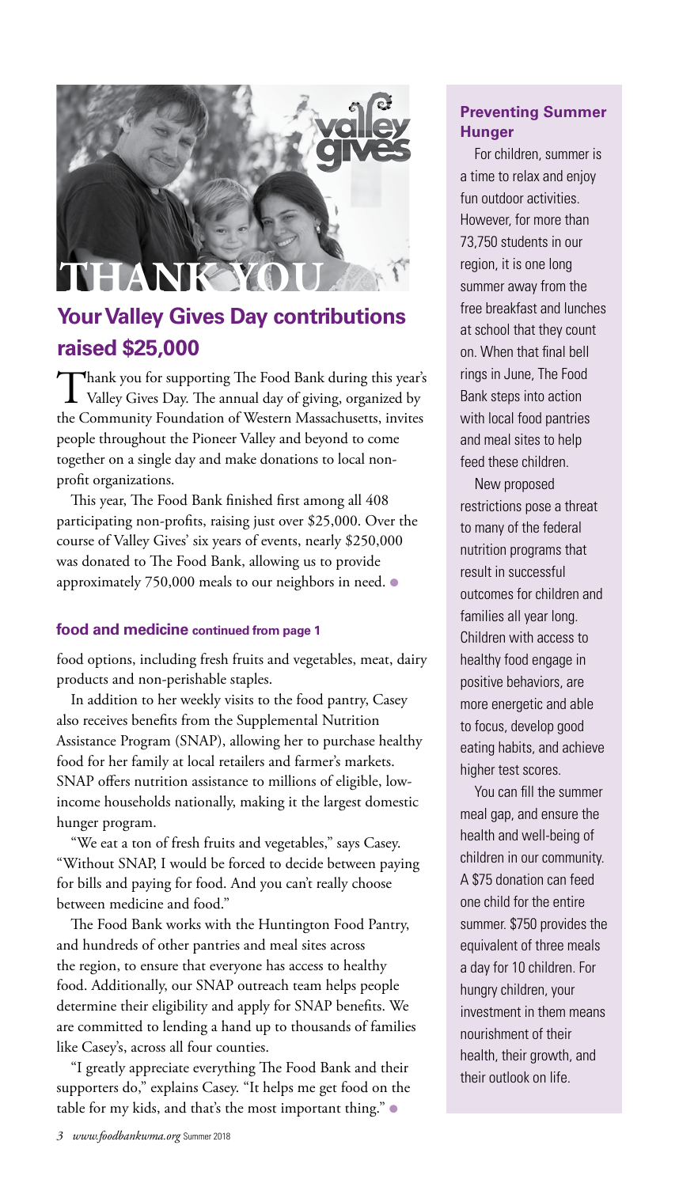THANK YOU

## Your Valley Gives Day contributions raised $25,000

Thank you for supporting The Food Bank during this year's Valley Gives Day. The annual day of giving, organized by the Community Foundation of Western Massachusetts, invites people throughout the Pioneer Valley and beyond to come together on a single day and make donations to local non-profit organizations.

This year, The Food Bank finished first among all 408 participating non-profits, raising just over $25,000. Over the course of Valley Gives' six years of events, nearly $250,000 was donated to The Food Bank, allowing us to provide approximately 750,000 meals to our neighbors in need.

### food and medicine continued from page 1

food options, including fresh fruits and vegetables, meat, dairy products and non-perishable staples.

In addition to her weekly visits to the food pantry, Casey also receives benefits from the Supplemental Nutrition Assistance Program (SNAP), allowing her to purchase healthy food for her family at local retailers and farmer's markets. SNAP offers nutrition assistance to millions of eligible, low-income households nationally, making it the largest domestic hunger program.

"We eat a ton of fresh fruits and vegetables," says Casey. "Without SNAP, I would be forced to decide between paying for bills and paying for food. And you can't really choose between medicine and food."

The Food Bank works with the Huntington Food Pantry, and hundreds of other pantries and meal sites across the region, to ensure that everyone has access to healthy food. Additionally, our SNAP outreach team helps people determine their eligibility and apply for SNAP benefits. We are committed to lending a hand up to thousands of families like Casey's, across all four counties.

"I greatly appreciate everything The Food Bank and their supporters do," explains Casey. "It helps me get food on the table for my kids, and that's the most important thing."

### Preventing Summer Hunger

For children, summer is a time to relax and enjoy fun outdoor activities. However, for more than 73,750 students in our region, it is one long summer away from the free breakfast and lunches at school that they count on. When that final bell rings in June, The Food Bank steps into action with local food pantries and meal sites to help feed these children.

New proposed restrictions pose a threat to many of the federal nutrition programs that result in successful outcomes for children and families all year long. Children with access to healthy food engage in positive behaviors, are more energetic and able to focus, develop good eating habits, and achieve higher test scores.

You can fill the summer meal gap, and ensure the health and well-being of children in our community. A $75 donation can feed one child for the entire summer. $750 provides the equivalent of three meals a day for 10 children. For hungry children, your investment in them means nourishment of their health, their growth, and their outlook on life.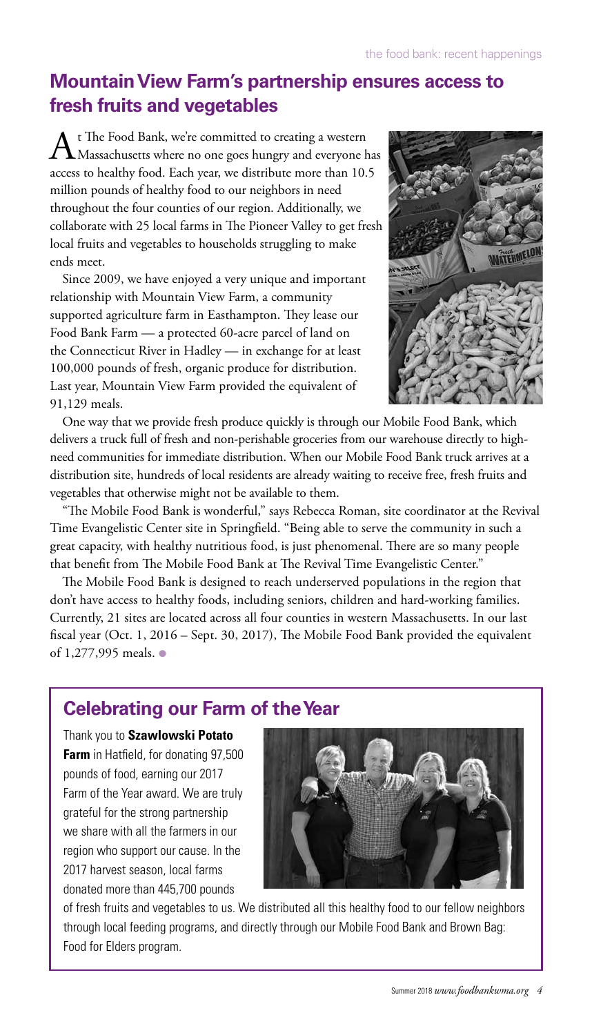## Mountain View Farm's partnership ensures access to fresh fruits and vegetables

At The Food Bank, we're committed to creating a western Massachusetts where no one goes hungry and everyone has access to healthy food. Each year, we distribute more than 10.5 million pounds of healthy food to our neighbors in need throughout the four counties of our region. Additionally, we collaborate with 25 local farms in The Pioneer Valley to get fresh local fruits and vegetables to households struggling to make ends meet.

Since 2009, we have enjoyed a very unique and important relationship with Mountain View Farm, a community supported agriculture farm in Easthampton. They lease our Food Bank Farm — a protected 60-acre parcel of land on the Connecticut River in Hadley — in exchange for at least 100,000 pounds of fresh, organic produce for distribution. Last year, Mountain View Farm provided the equivalent of 91,129 meals.

One way that we provide fresh produce quickly is through our Mobile Food Bank, which delivers a truck full of fresh and non-perishable groceries from our warehouse directly to high-need communities for immediate distribution. When our Mobile Food Bank truck arrives at a distribution site, hundreds of local residents are already waiting to receive free, fresh fruits and vegetables that otherwise might not be available to them.

"The Mobile Food Bank is wonderful," says Rebecca Roman, site coordinator at the Revival Time Evangelistic Center site in Springfield. "Being able to serve the community in such a great capacity, with healthy nutritious food, is just phenomenal. There are so many people that benefit from The Mobile Food Bank at The Revival Time Evangelistic Center."

The Mobile Food Bank is designed to reach underserved populations in the region that don't have access to healthy foods, including seniors, children and hard-working families. Currently, 21 sites are located across all four counties in western Massachusetts. In our last fiscal year (Oct. 1, 2016 – Sept. 30, 2017), The Mobile Food Bank provided the equivalent of 1,277,995 meals.

## Celebrating our Farm of the Year

Thank you to **Szawlowski Potato Farm** in Hatfield, for donating 97,500 pounds of food, earning our 2017 Farm of the Year award. We are truly grateful for the strong partnership we share with all the farmers in our region who support our cause. In the 2017 harvest season, local farms donated more than 445,700 pounds of fresh fruits and vegetables to us. We distributed all this healthy food to our fellow neighbors through local feeding programs, and directly through our Mobile Food Bank and Brown Bag: Food for Elders program.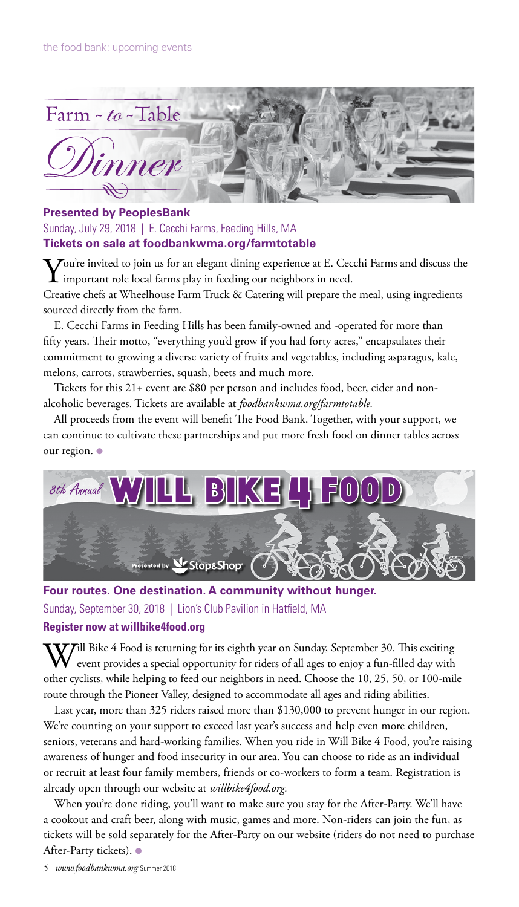the food bank: upcoming events

# Farm ~ *to* ~ Table Dinner

**Presented by PeoplesBank**

Sunday, July 29, 2018 | E. Cecchi Farms, Feeding Hills, MA

**Tickets on sale at foodbankwma.org/farmtotable**

You're invited to join us for an elegant dining experience at E. Cecchi Farms and discuss the important role local farms play in feeding our neighbors in need.

Creative chefs at Wheelhouse Farm Truck & Catering will prepare the meal, using ingredients sourced directly from the farm.

E. Cecchi Farms in Feeding Hills has been family-owned and -operated for more than fifty years. Their motto, "everything you'd grow if you had forty acres," encapsulates their commitment to growing a diverse variety of fruits and vegetables, including asparagus, kale, melons, carrots, strawberries, squash, beets and much more.

Tickets for this 21+ event are $80 per person and includes food, beer, cider and non-alcoholic beverages. Tickets are available at *foodbankwma.org/farmtotable.*

All proceeds from the event will benefit The Food Bank. Together, with your support, we can continue to cultivate these partnerships and put more fresh food on dinner tables across our region.

# *8th Annual* WILL BIKE 4 FOOD

Presented by Stop&Shop

**Four routes. One destination. A community without hunger.**

Sunday, September 30, 2018 | Lion's Club Pavilion in Hatfield, MA

**Register now at willbike4food.org**

Will Bike 4 Food is returning for its eighth year on Sunday, September 30. This exciting event provides a special opportunity for riders of all ages to enjoy a fun-filled day with other cyclists, while helping to feed our neighbors in need. Choose the 10, 25, 50, or 100-mile route through the Pioneer Valley, designed to accommodate all ages and riding abilities.

Last year, more than 325 riders raised more than $130,000 to prevent hunger in our region. We're counting on your support to exceed last year's success and help even more children, seniors, veterans and hard-working families. When you ride in Will Bike 4 Food, you're raising awareness of hunger and food insecurity in our area. You can choose to ride as an individual or recruit at least four family members, friends or co-workers to form a team. Registration is already open through our website at *willbike4food.org*.

When you're done riding, you'll want to make sure you stay for the After-Party. We'll have a cookout and craft beer, along with music, games and more. Non-riders can join the fun, as tickets will be sold separately for the After-Party on our website (riders do not need to purchase After-Party tickets).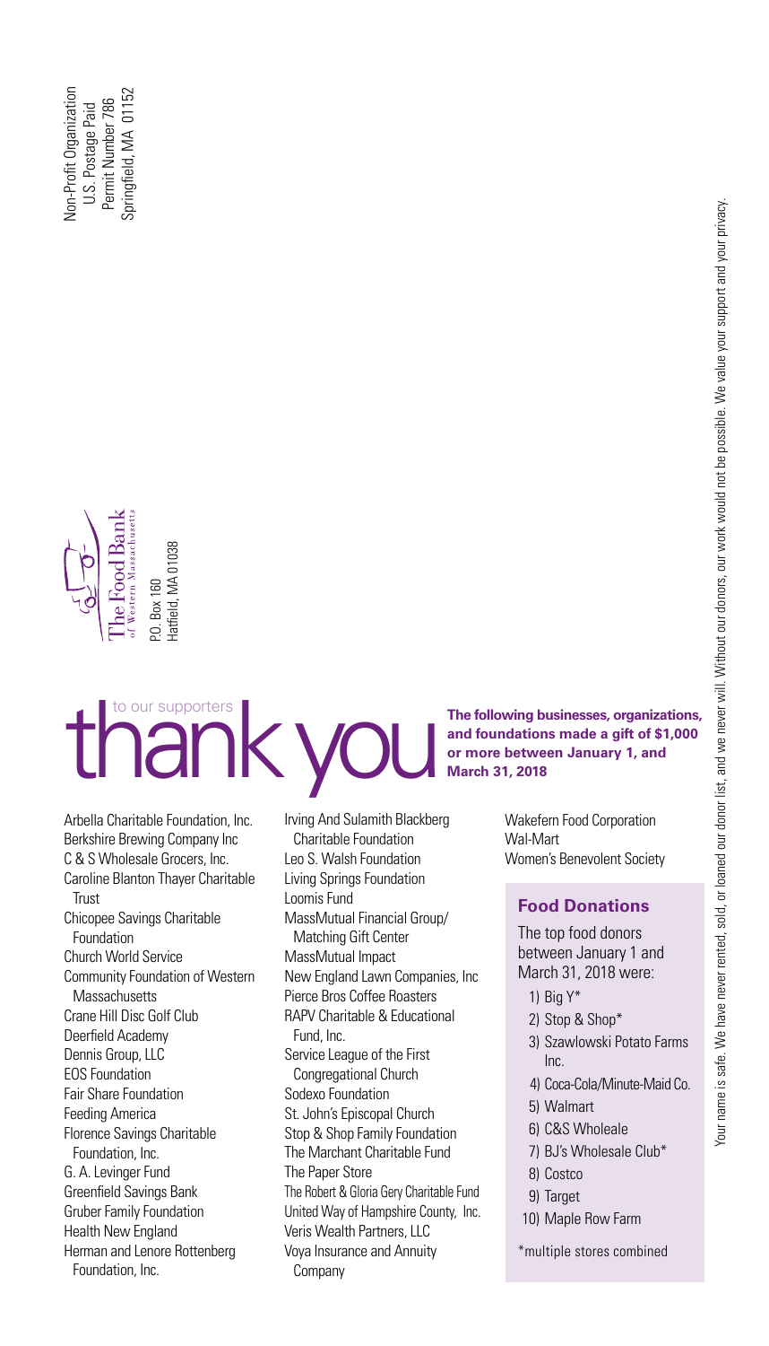Non-Profit Organization
U.S. Postage Paid
Permit Number 786
Springfield, MA 01152

The Food Bank of Western Massachusetts
P.O. Box 160
Hatfield, MA 01038

# thank you

to our supporters

**The following businesses, organizations, and foundations made a gift of $1,000 or more between January 1, and March 31, 2018**

Arbella Charitable Foundation, Inc.
Berkshire Brewing Company Inc
C & S Wholesale Grocers, Inc.
Caroline Blanton Thayer Charitable Trust
Chicopee Savings Charitable Foundation
Church World Service
Community Foundation of Western Massachusetts
Crane Hill Disc Golf Club
Deerfield Academy
Dennis Group, LLC
EOS Foundation
Fair Share Foundation
Feeding America
Florence Savings Charitable Foundation, Inc.
G. A. Levinger Fund
Greenfield Savings Bank
Gruber Family Foundation
Health New England
Herman and Lenore Rottenberg Foundation, Inc.
Irving And Sulamith Blackberg Charitable Foundation
Leo S. Walsh Foundation
Living Springs Foundation
Loomis Fund
MassMutual Financial Group/ Matching Gift Center
MassMutual Impact
New England Lawn Companies, Inc
Pierce Bros Coffee Roasters
RAPV Charitable & Educational Fund, Inc.
Service League of the First Congregational Church
Sodexo Foundation
St. John's Episcopal Church
Stop & Shop Family Foundation
The Marchant Charitable Fund
The Paper Store
The Robert & Gloria Gery Charitable Fund
United Way of Hampshire County, Inc.
Veris Wealth Partners, LLC
Voya Insurance and Annuity Company
Wakefern Food Corporation
Wal-Mart
Women's Benevolent Society

## Food Donations

The top food donors between January 1 and March 31, 2018 were:

1) Big Y*
2) Stop & Shop*
3) Szawlowski Potato Farms Inc.
4) Coca-Cola/Minute-Maid Co.
5) Walmart
6) C&S Wholeale
7) BJ's Wholesale Club*
8) Costco
9) Target
10) Maple Row Farm

*multiple stores combined

Your name is safe. We have never rented, sold, or loaned our donor list, and we never will. Without our donors, our work would not be possible. We value your support and your privacy.